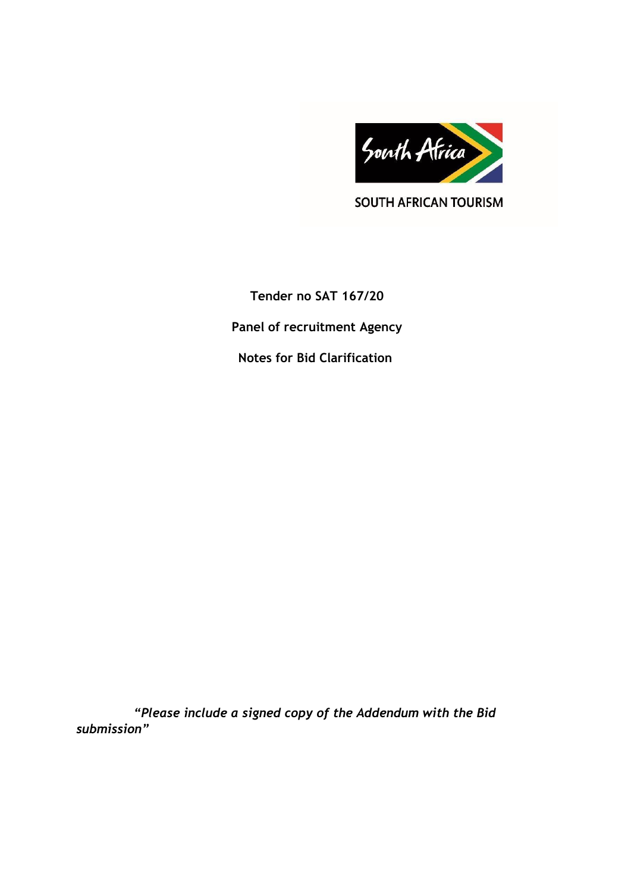SOUTH AFRICAN TOURISM

**Tender no SAT 167/20**

**Panel of recruitment Agency**

**Notes for Bid Clarification**

***"Please include a signed copy of the Addendum with the Bid submission"***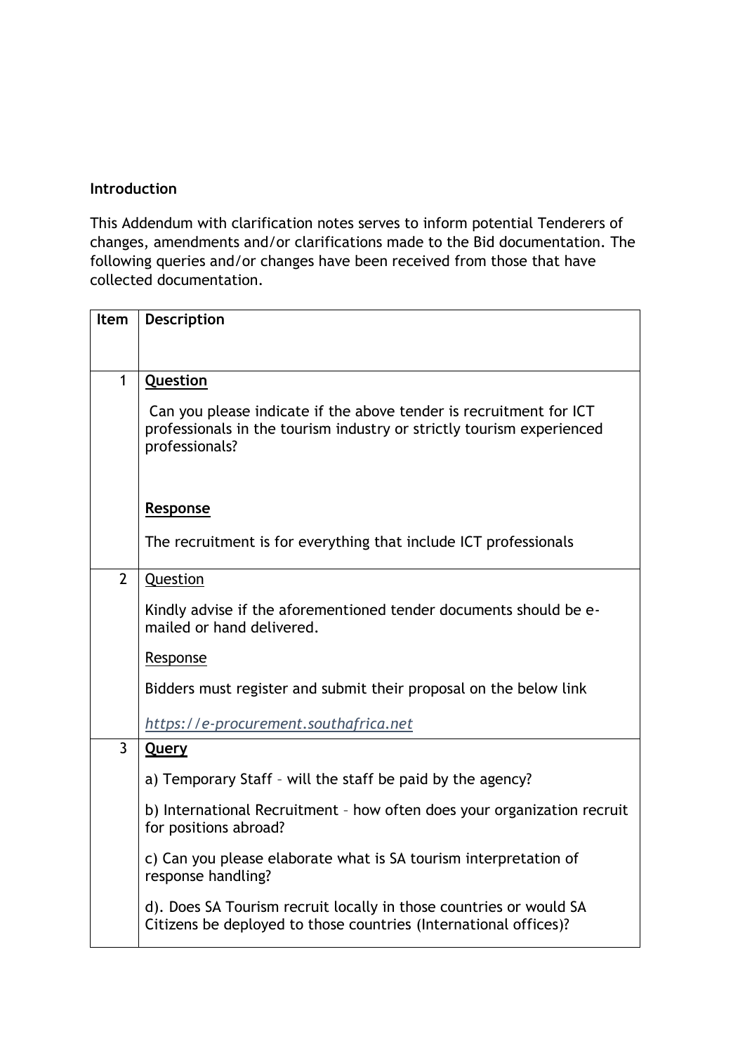**Introduction**

This Addendum with clarification notes serves to inform potential Tenderers of changes, amendments and/or clarifications made to the Bid documentation. The following queries and/or changes have been received from those that have collected documentation.

| Item | Description |
|---|---|
| 1 | **<u>Question</u>**<br><br>Can you please indicate if the above tender is recruitment for ICT professionals in the tourism industry or strictly tourism experienced professionals?<br><br>**<u>Response</u>**<br><br>The recruitment is for everything that include ICT professionals |
| 2 | <u>Question</u><br><br>Kindly advise if the aforementioned tender documents should be e-mailed or hand delivered.<br><br><u>Response</u><br><br>Bidders must register and submit their proposal on the below link<br><br>*https://e-procurement.southafrica.net* |
| 3 | **<u>Query</u>**<br><br>a) Temporary Staff – will the staff be paid by the agency?<br><br>b) International Recruitment – how often does your organization recruit for positions abroad?<br><br>c) Can you please elaborate what is SA tourism interpretation of response handling?<br><br>d). Does SA Tourism recruit locally in those countries or would SA Citizens be deployed to those countries (International offices)? |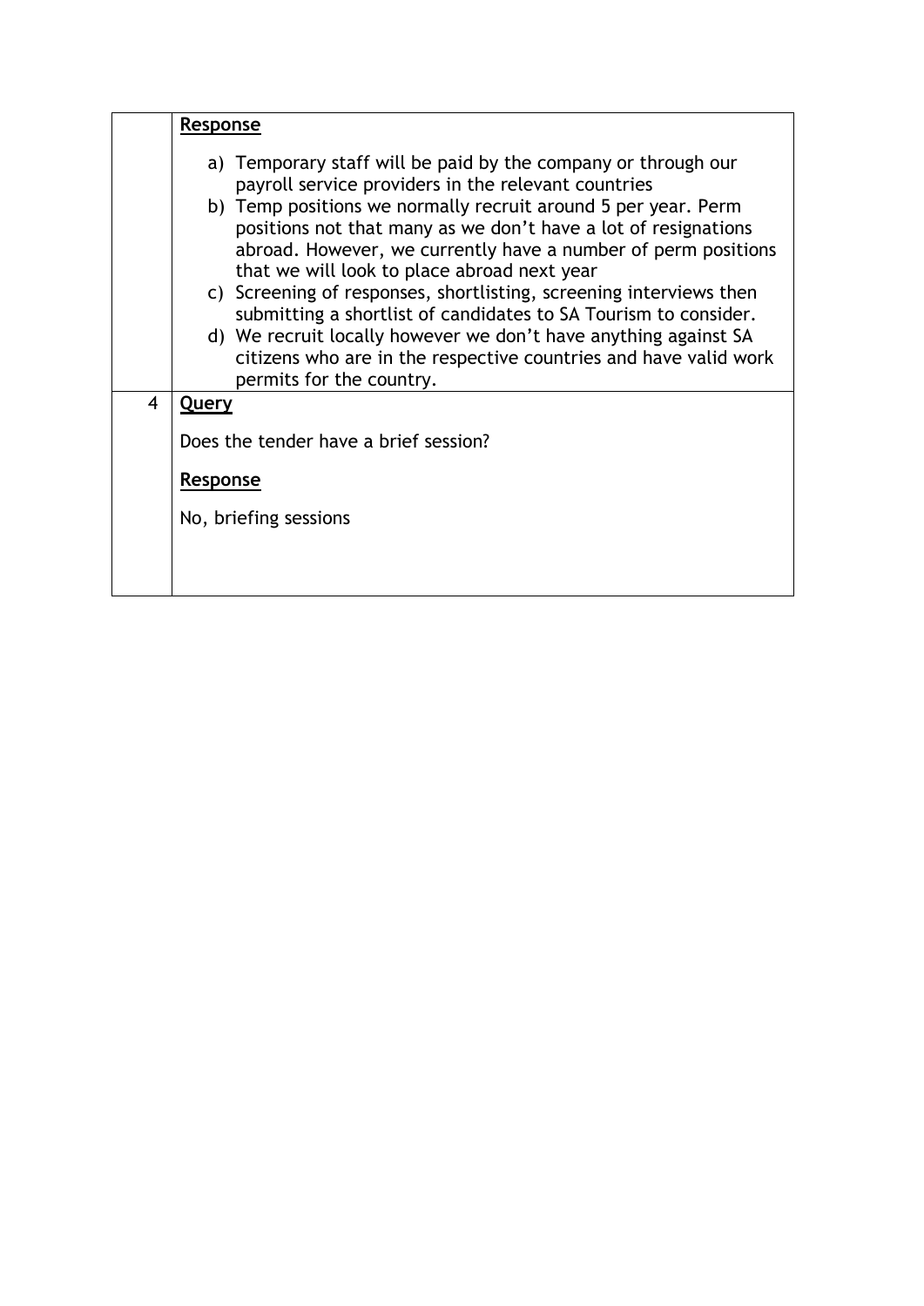| | |
|---|---|
| | **Response**<br><br>a) Temporary staff will be paid by the company or through our payroll service providers in the relevant countries<br>b) Temp positions we normally recruit around 5 per year. Perm positions not that many as we don't have a lot of resignations abroad. However, we currently have a number of perm positions that we will look to place abroad next year<br>c) Screening of responses, shortlisting, screening interviews then submitting a shortlist of candidates to SA Tourism to consider.<br>d) We recruit locally however we don't have anything against SA citizens who are in the respective countries and have valid work permits for the country. |
| 4 | **Query**<br><br>Does the tender have a brief session?<br><br>**Response**<br><br>No, briefing sessions |